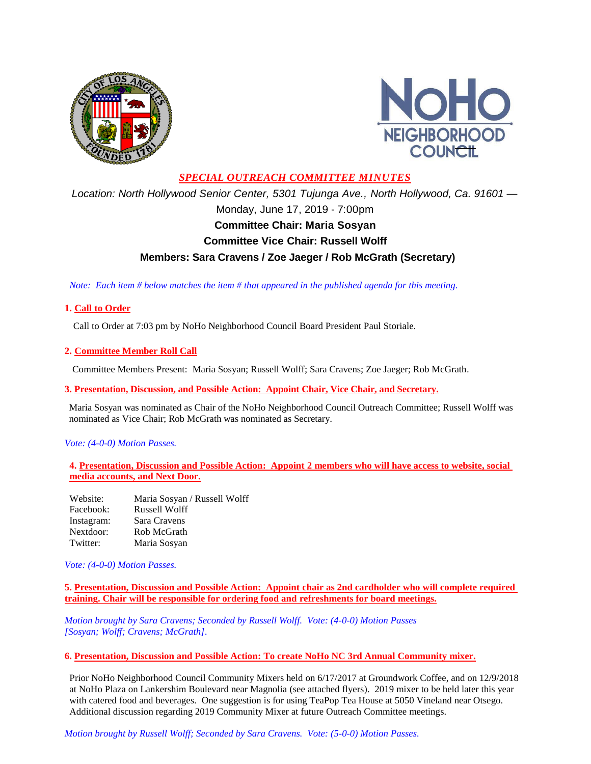# *SPECIAL OUTREACH COMMITTEE MINUTES*

*Location: North Hollywood Senior Center, 5301 Tujunga Ave., North Hollywood, Ca. 91601 —*
Monday, June 17, 2019 - 7:00pm

**Committee Chair: Maria Sosyan**

**Committee Vice Chair: Russell Wolff**

**Members: Sara Cravens / Zoe Jaeger / Rob McGrath (Secretary)**

*Note: Each item # below matches the item # that appeared in the published agenda for this meeting.*

**1. Call to Order**

Call to Order at 7:03 pm by NoHo Neighborhood Council Board President Paul Storiale.

**2. Committee Member Roll Call**

Committee Members Present: Maria Sosyan; Russell Wolff; Sara Cravens; Zoe Jaeger; Rob McGrath.

**3. Presentation, Discussion, and Possible Action: Appoint Chair, Vice Chair, and Secretary.**

Maria Sosyan was nominated as Chair of the NoHo Neighborhood Council Outreach Committee; Russell Wolff was nominated as Vice Chair; Rob McGrath was nominated as Secretary.

*Vote: (4-0-0) Motion Passes.*

**4. Presentation, Discussion and Possible Action: Appoint 2 members who will have access to website, social media accounts, and Next Door.**

| | |
|---|---|
| Website: | Maria Sosyan / Russell Wolff |
| Facebook: | Russell Wolff |
| Instagram: | Sara Cravens |
| Nextdoor: | Rob McGrath |
| Twitter: | Maria Sosyan |

*Vote: (4-0-0) Motion Passes.*

**5. Presentation, Discussion and Possible Action: Appoint chair as 2nd cardholder who will complete required training. Chair will be responsible for ordering food and refreshments for board meetings.**

*Motion brought by Sara Cravens; Seconded by Russell Wolff. Vote: (4-0-0) Motion Passes [Sosyan; Wolff; Cravens; McGrath].*

**6. Presentation, Discussion and Possible Action: To create NoHo NC 3rd Annual Community mixer.**

Prior NoHo Neighborhood Council Community Mixers held on 6/17/2017 at Groundwork Coffee, and on 12/9/2018 at NoHo Plaza on Lankershim Boulevard near Magnolia (see attached flyers). 2019 mixer to be held later this year with catered food and beverages. One suggestion is for using TeaPop Tea House at 5050 Vineland near Otsego. Additional discussion regarding 2019 Community Mixer at future Outreach Committee meetings.

*Motion brought by Russell Wolff; Seconded by Sara Cravens. Vote: (5-0-0) Motion Passes.*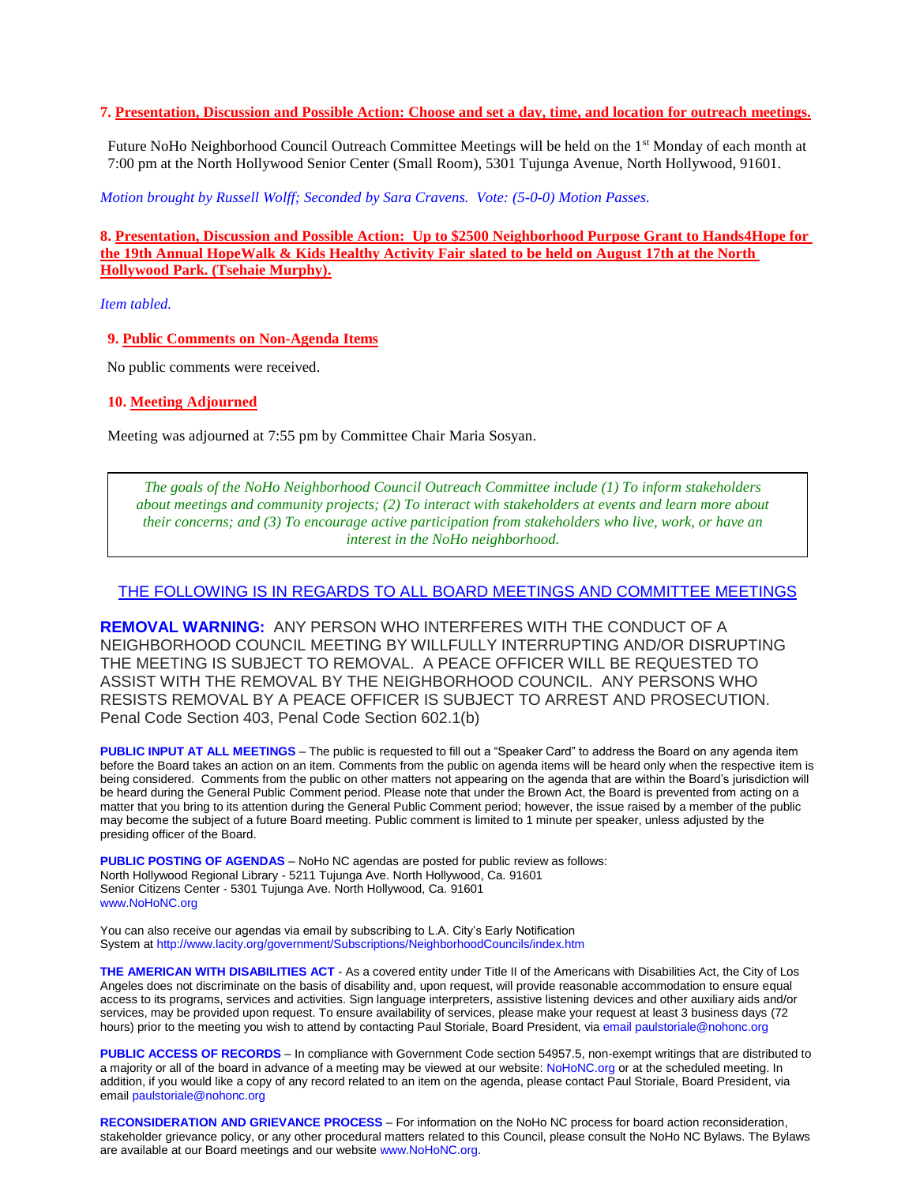**7. Presentation, Discussion and Possible Action: Choose and set a day, time, and location for outreach meetings.**

Future NoHo Neighborhood Council Outreach Committee Meetings will be held on the 1st Monday of each month at 7:00 pm at the North Hollywood Senior Center (Small Room), 5301 Tujunga Avenue, North Hollywood, 91601.

*Motion brought by Russell Wolff; Seconded by Sara Cravens. Vote: (5-0-0) Motion Passes.*

**8. Presentation, Discussion and Possible Action: Up to $2500 Neighborhood Purpose Grant to Hands4Hope for the 19th Annual HopeWalk & Kids Healthy Activity Fair slated to be held on August 17th at the North Hollywood Park. (Tsehaie Murphy).**

*Item tabled.*

**9. Public Comments on Non-Agenda Items**

No public comments were received.

**10. Meeting Adjourned**

Meeting was adjourned at 7:55 pm by Committee Chair Maria Sosyan.

> *The goals of the NoHo Neighborhood Council Outreach Committee include (1) To inform stakeholders about meetings and community projects; (2) To interact with stakeholders at events and learn more about their concerns; and (3) To encourage active participation from stakeholders who live, work, or have an interest in the NoHo neighborhood.*

THE FOLLOWING IS IN REGARDS TO ALL BOARD MEETINGS AND COMMITTEE MEETINGS

**REMOVAL WARNING:** ANY PERSON WHO INTERFERES WITH THE CONDUCT OF A NEIGHBORHOOD COUNCIL MEETING BY WILLFULLY INTERRUPTING AND/OR DISRUPTING THE MEETING IS SUBJECT TO REMOVAL. A PEACE OFFICER WILL BE REQUESTED TO ASSIST WITH THE REMOVAL BY THE NEIGHBORHOOD COUNCIL. ANY PERSONS WHO RESISTS REMOVAL BY A PEACE OFFICER IS SUBJECT TO ARREST AND PROSECUTION. Penal Code Section 403, Penal Code Section 602.1(b)

**PUBLIC INPUT AT ALL MEETINGS** – The public is requested to fill out a "Speaker Card" to address the Board on any agenda item before the Board takes an action on an item. Comments from the public on agenda items will be heard only when the respective item is being considered. Comments from the public on other matters not appearing on the agenda that are within the Board's jurisdiction will be heard during the General Public Comment period. Please note that under the Brown Act, the Board is prevented from acting on a matter that you bring to its attention during the General Public Comment period; however, the issue raised by a member of the public may become the subject of a future Board meeting. Public comment is limited to 1 minute per speaker, unless adjusted by the presiding officer of the Board.

**PUBLIC POSTING OF AGENDAS** – NoHo NC agendas are posted for public review as follows:
North Hollywood Regional Library - 5211 Tujunga Ave. North Hollywood, Ca. 91601
Senior Citizens Center - 5301 Tujunga Ave. North Hollywood, Ca. 91601
www.NoHoNC.org

You can also receive our agendas via email by subscribing to L.A. City's Early Notification System at http://www.lacity.org/government/Subscriptions/NeighborhoodCouncils/index.htm

**THE AMERICAN WITH DISABILITIES ACT** - As a covered entity under Title II of the Americans with Disabilities Act, the City of Los Angeles does not discriminate on the basis of disability and, upon request, will provide reasonable accommodation to ensure equal access to its programs, services and activities. Sign language interpreters, assistive listening devices and other auxiliary aids and/or services, may be provided upon request. To ensure availability of services, please make your request at least 3 business days (72 hours) prior to the meeting you wish to attend by contacting Paul Storiale, Board President, via email paulstoriale@nohonc.org

**PUBLIC ACCESS OF RECORDS** – In compliance with Government Code section 54957.5, non-exempt writings that are distributed to a majority or all of the board in advance of a meeting may be viewed at our website: NoHoNC.org or at the scheduled meeting. In addition, if you would like a copy of any record related to an item on the agenda, please contact Paul Storiale, Board President, via email paulstoriale@nohonc.org

**RECONSIDERATION AND GRIEVANCE PROCESS** – For information on the NoHo NC process for board action reconsideration, stakeholder grievance policy, or any other procedural matters related to this Council, please consult the NoHo NC Bylaws. The Bylaws are available at our Board meetings and our website www.NoHoNC.org.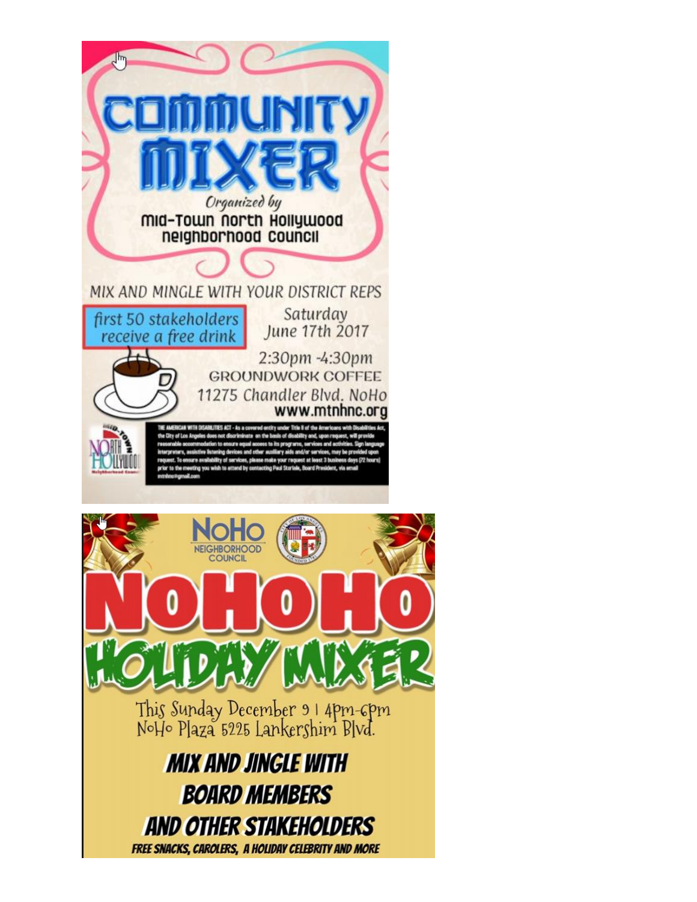# COMMUNITY MIXER

*Organized by*

**Mid-Town North Hollywood Neighborhood Council**

MIX AND MINGLE WITH YOUR DISTRICT REPS

first 50 stakeholders receive a free drink

Saturday
June 17th 2017

2:30pm -4:30pm
GROUNDWORK COFFEE
11275 Chandler Blvd. NoHo
**www.mtnhnc.org**

Mid-Town North Hollywood Neighborhood Council

THE AMERICAN WITH DISABILITIES ACT - As a covered entity under Title II of the Americans with Disabilities Act, the City of Los Angeles does not discriminate on the basis of disability and, upon request, will provide reasonable accommodation to ensure equal access to its programs, services and activities. Sign language interpreters, assistive listening devices and other auxiliary aids and/or services, may be provided upon request. To ensure availability of services, please make your request at least 3 business days (72 hours) prior to the meeting you wish to attend by contacting Paul Storiale, Board President, via email mtnhnc@gmail.com

---

NoHo NEIGHBORHOOD COUNCIL

# NOHOHO HOLIDAY MIXER

This Sunday December 9 | 4pm-6pm
NoHo Plaza 5225 Lankershim Blvd.

**MIX AND JINGLE WITH BOARD MEMBERS AND OTHER STAKEHOLDERS**

**FREE SNACKS, CAROLERS, A HOLIDAY CELEBRITY AND MORE**